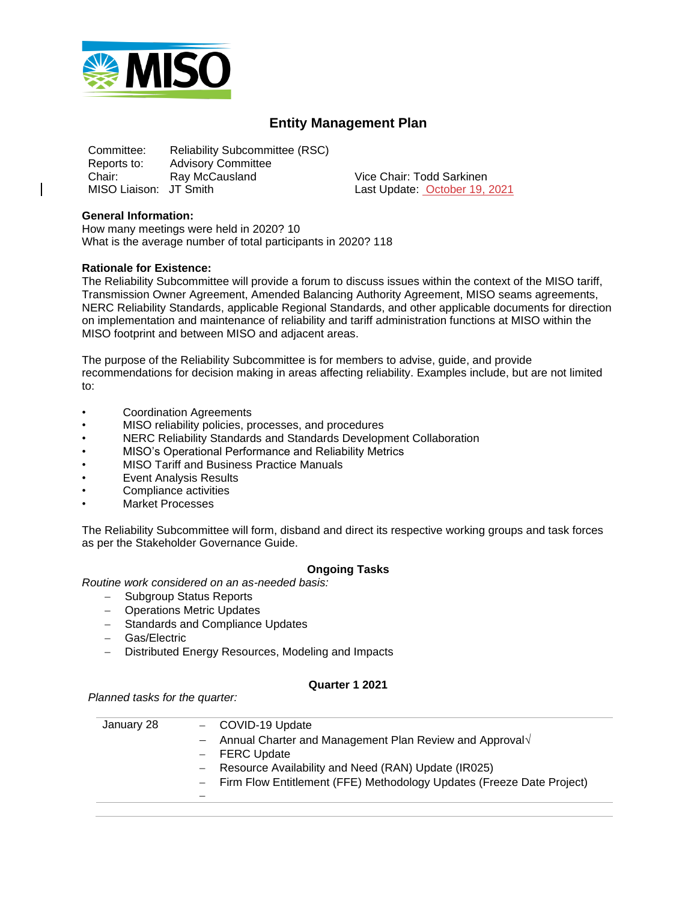# Entity Management Plan

Committee: Reliability Subcommittee (RSC)
Reports to: Advisory Committee
Chair: Ray McCausland
Vice Chair: Todd Sarkinen
MISO Liaison: JT Smith
Last Update: October 19, 2021

**General Information:**
How many meetings were held in 2020? 10
What is the average number of total participants in 2020? 118

**Rationale for Existence:**
The Reliability Subcommittee will provide a forum to discuss issues within the context of the MISO tariff, Transmission Owner Agreement, Amended Balancing Authority Agreement, MISO seams agreements, NERC Reliability Standards, applicable Regional Standards, and other applicable documents for direction on implementation and maintenance of reliability and tariff administration functions at MISO within the MISO footprint and between MISO and adjacent areas.

The purpose of the Reliability Subcommittee is for members to advise, guide, and provide recommendations for decision making in areas affecting reliability. Examples include, but are not limited to:

- Coordination Agreements
- MISO reliability policies, processes, and procedures
- NERC Reliability Standards and Standards Development Collaboration
- MISO's Operational Performance and Reliability Metrics
- MISO Tariff and Business Practice Manuals
- Event Analysis Results
- Compliance activities
- Market Processes

The Reliability Subcommittee will form, disband and direct its respective working groups and task forces as per the Stakeholder Governance Guide.

## Ongoing Tasks

*Routine work considered on an as-needed basis:*

- Subgroup Status Reports
- Operations Metric Updates
- Standards and Compliance Updates
- Gas/Electric
- Distributed Energy Resources, Modeling and Impacts

## Quarter 1 2021

*Planned tasks for the quarter:*

| | |
|---|---|
| January 28 | – COVID-19 Update<br>– Annual Charter and Management Plan Review and Approval√<br>– FERC Update<br>– Resource Availability and Need (RAN) Update (IR025)<br>– Firm Flow Entitlement (FFE) Methodology Updates (Freeze Date Project)<br>– |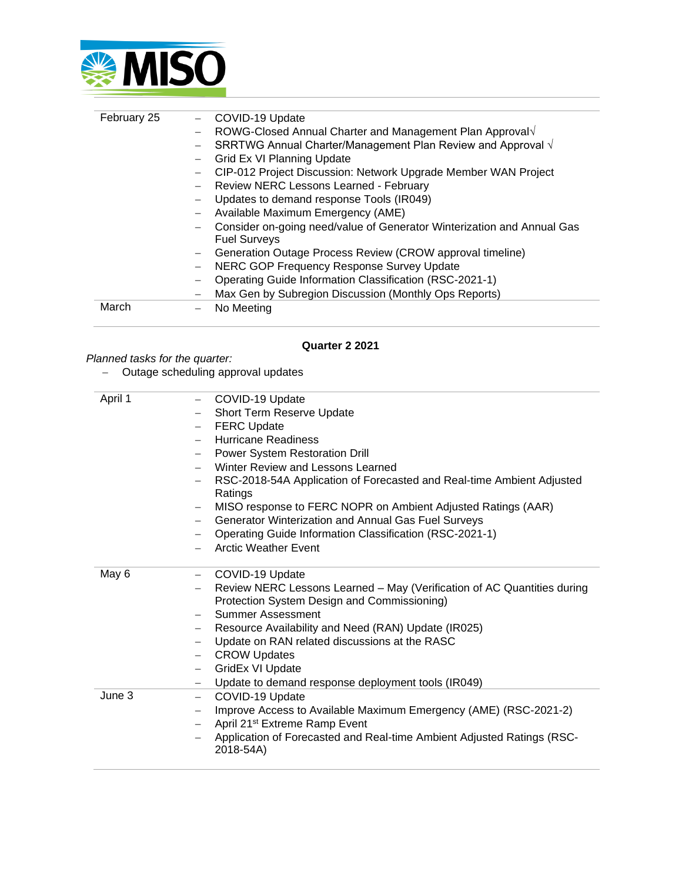| | |
|---|---|
| February 25 | – COVID-19 Update<br>– ROWG-Closed Annual Charter and Management Plan Approval√<br>– SRRTWG Annual Charter/Management Plan Review and Approval √<br>– Grid Ex VI Planning Update<br>– CIP-012 Project Discussion: Network Upgrade Member WAN Project<br>– Review NERC Lessons Learned - February<br>– Updates to demand response Tools (IR049)<br>– Available Maximum Emergency (AME)<br>– Consider on-going need/value of Generator Winterization and Annual Gas Fuel Surveys<br>– Generation Outage Process Review (CROW approval timeline)<br>– NERC GOP Frequency Response Survey Update<br>– Operating Guide Information Classification (RSC-2021-1)<br>– Max Gen by Subregion Discussion (Monthly Ops Reports) |
| March | – No Meeting |

**Quarter 2 2021**

*Planned tasks for the quarter:*

– Outage scheduling approval updates

| | |
|---|---|
| April 1 | – COVID-19 Update<br>– Short Term Reserve Update<br>– FERC Update<br>– Hurricane Readiness<br>– Power System Restoration Drill<br>– Winter Review and Lessons Learned<br>– RSC-2018-54A Application of Forecasted and Real-time Ambient Adjusted Ratings<br>– MISO response to FERC NOPR on Ambient Adjusted Ratings (AAR)<br>– Generator Winterization and Annual Gas Fuel Surveys<br>– Operating Guide Information Classification (RSC-2021-1)<br>– Arctic Weather Event |
| May 6 | – COVID-19 Update<br>– Review NERC Lessons Learned – May (Verification of AC Quantities during Protection System Design and Commissioning)<br>– Summer Assessment<br>– Resource Availability and Need (RAN) Update (IR025)<br>– Update on RAN related discussions at the RASC<br>– CROW Updates<br>– GridEx VI Update<br>– Update to demand response deployment tools (IR049) |
| June 3 | – COVID-19 Update<br>– Improve Access to Available Maximum Emergency (AME) (RSC-2021-2)<br>– April 21st Extreme Ramp Event<br>– Application of Forecasted and Real-time Ambient Adjusted Ratings (RSC-2018-54A) |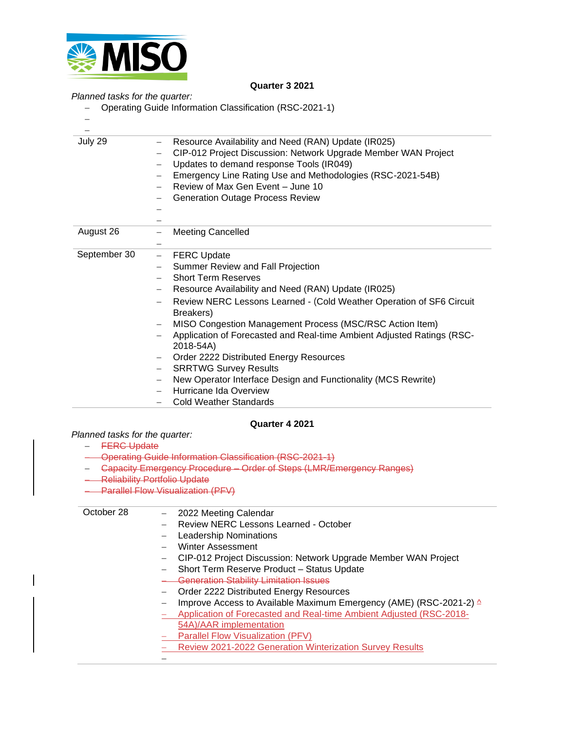## Quarter 3 2021

*Planned tasks for the quarter:*

- Operating Guide Information Classification (RSC-2021-1)

| | |
|---|---|
| July 29 | – Resource Availability and Need (RAN) Update (IR025)<br>– CIP-012 Project Discussion: Network Upgrade Member WAN Project<br>– Updates to demand response Tools (IR049)<br>– Emergency Line Rating Use and Methodologies (RSC-2021-54B)<br>– Review of Max Gen Event – June 10<br>– Generation Outage Process Review |
| August 26 | – Meeting Cancelled |
| September 30 | – FERC Update<br>– Summer Review and Fall Projection<br>– Short Term Reserves<br>– Resource Availability and Need (RAN) Update (IR025)<br>– Review NERC Lessons Learned - (Cold Weather Operation of SF6 Circuit Breakers)<br>– MISO Congestion Management Process (MSC/RSC Action Item)<br>– Application of Forecasted and Real-time Ambient Adjusted Ratings (RSC-2018-54A)<br>– Order 2222 Distributed Energy Resources<br>– SRRTWG Survey Results<br>– New Operator Interface Design and Functionality (MCS Rewrite)<br>– Hurricane Ida Overview<br>– Cold Weather Standards |

## Quarter 4 2021

*Planned tasks for the quarter:*

- ~~FERC Update~~
- ~~Operating Guide Information Classification (RSC-2021-1)~~
- ~~Capacity Emergency Procedure – Order of Steps (LMR/Emergency Ranges)~~
- ~~Reliability Portfolio Update~~
- ~~Parallel Flow Visualization (PFV)~~

| | |
|---|---|
| October 28 | – 2022 Meeting Calendar<br>– Review NERC Lessons Learned - October<br>– Leadership Nominations<br>– Winter Assessment<br>– CIP-012 Project Discussion: Network Upgrade Member WAN Project<br>– Short Term Reserve Product – Status Update<br>– ~~Generation Stability Limitation Issues~~<br>– Order 2222 Distributed Energy Resources<br>– Improve Access to Available Maximum Emergency (AME) (RSC-2021-2) ^<br>– Application of Forecasted and Real-time Ambient Adjusted (RSC-2018-54A)/AAR implementation<br>– Parallel Flow Visualization (PFV)<br>– Review 2021-2022 Generation Winterization Survey Results |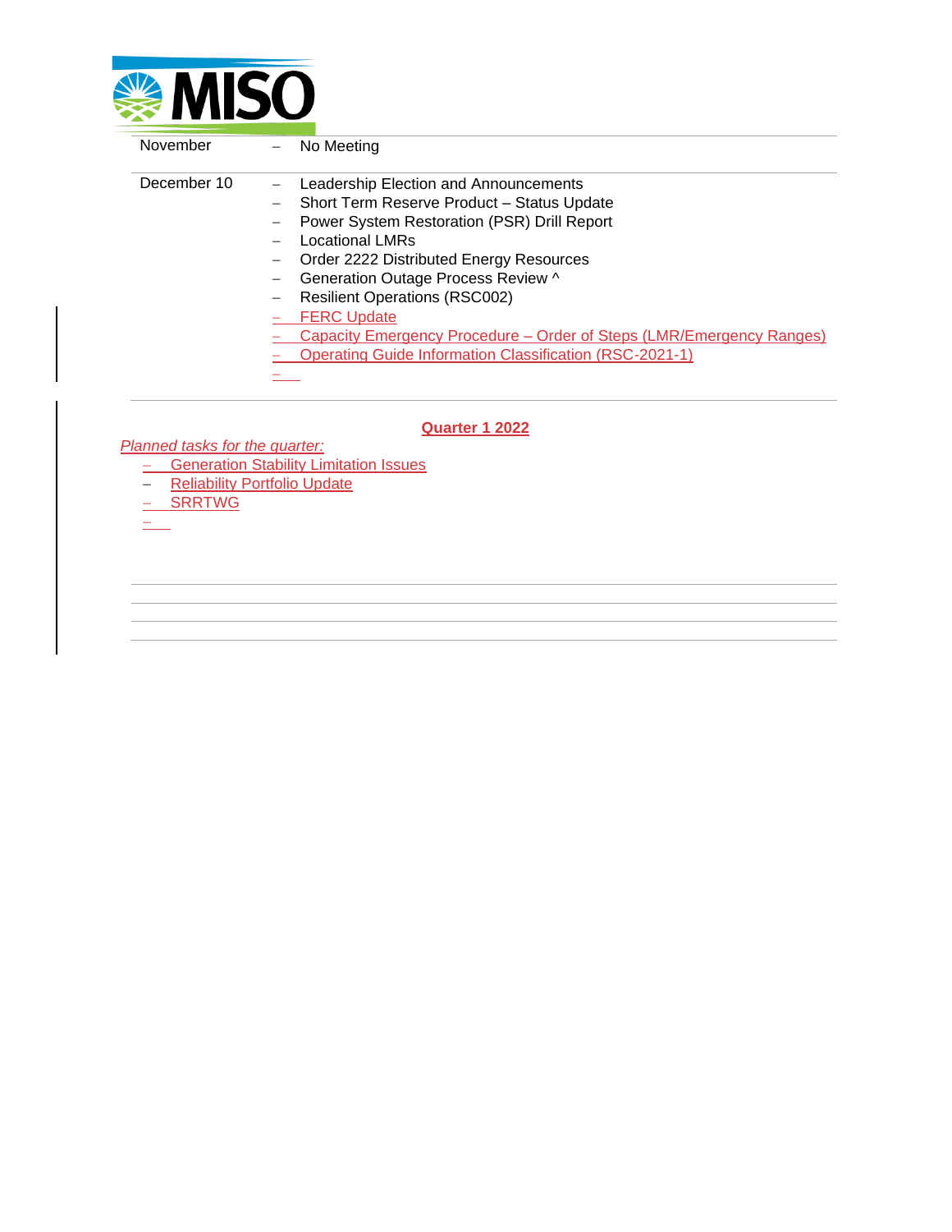| | |
|---|---|
| November | – No Meeting |
| December 10 | – Leadership Election and Announcements<br>– Short Term Reserve Product – Status Update<br>– Power System Restoration (PSR) Drill Report<br>– Locational LMRs<br>– Order 2222 Distributed Energy Resources<br>– Generation Outage Process Review ^<br>– Resilient Operations (RSC002)<br>– FERC Update<br>– Capacity Emergency Procedure – Order of Steps (LMR/Emergency Ranges)<br>– Operating Guide Information Classification (RSC-2021-1)<br>– |

## Quarter 1 2022

*Planned tasks for the quarter:*

- Generation Stability Limitation Issues
- Reliability Portfolio Update
- SRRTWG
-